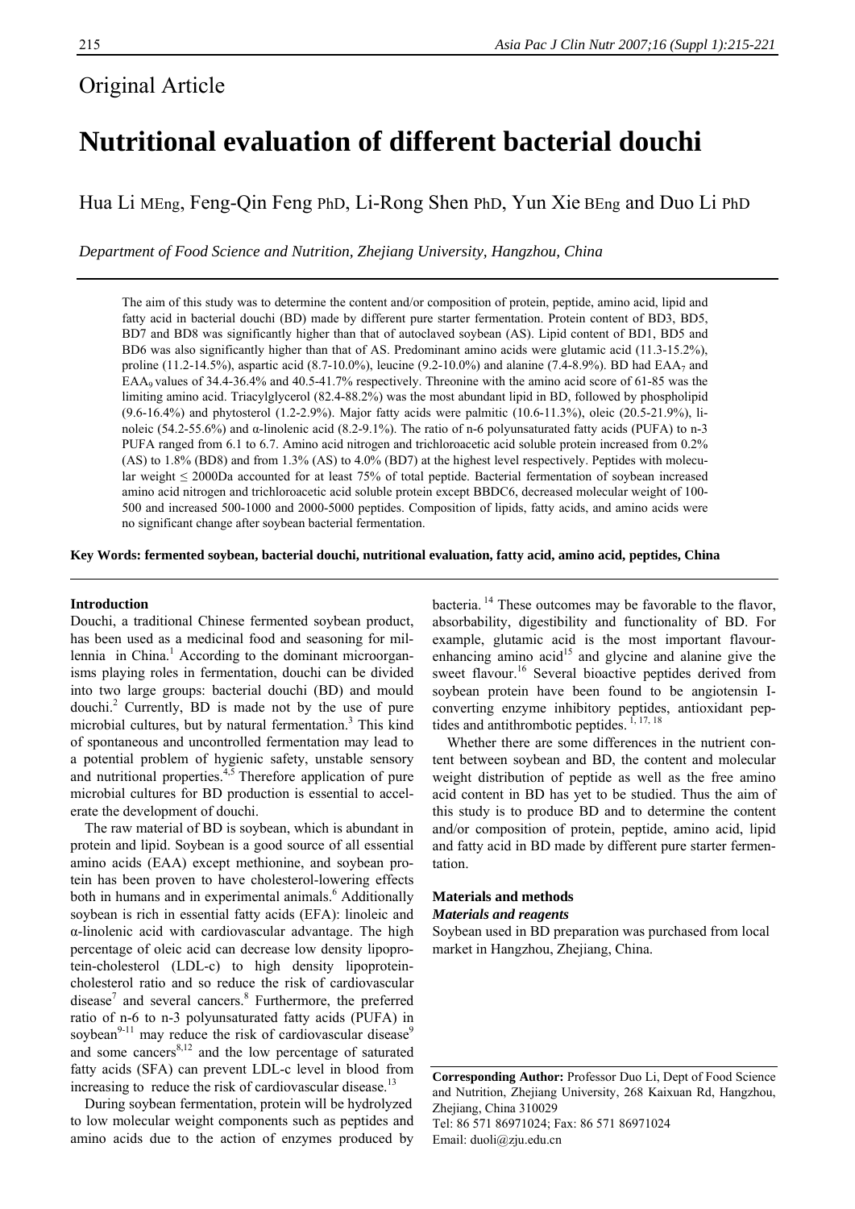## Original Article

# Nutritional evaluation of different bacterial douchi

Hua Li MEng, Feng-Qin Feng PhD, Li-Rong Shen PhD, Yun Xie BEng and Duo Li PhD

*Department of Food Science and Nutrition, Zhejiang University, Hangzhou, China*

The aim of this study was to determine the content and/or composition of protein, peptide, amino acid, lipid and fatty acid in bacterial douchi (BD) made by different pure starter fermentation. Protein content of BD3, BD5, BD7 and BD8 was significantly higher than that of autoclaved soybean (AS). Lipid content of BD1, BD5 and BD6 was also significantly higher than that of AS. Predominant amino acids were glutamic acid (11.3-15.2%), proline (11.2-14.5%), aspartic acid (8.7-10.0%), leucine (9.2-10.0%) and alanine (7.4-8.9%). BD had $EAA_7$ and $EAA_9$ values of 34.4-36.4% and 40.5-41.7% respectively. Threonine with the amino acid score of 61-85 was the limiting amino acid. Triacylglycerol (82.4-88.2%) was the most abundant lipid in BD, followed by phospholipid (9.6-16.4%) and phytosterol (1.2-2.9%). Major fatty acids were palmitic (10.6-11.3%), oleic (20.5-21.9%), linoleic (54.2-55.6%) and α-linolenic acid (8.2-9.1%). The ratio of n-6 polyunsaturated fatty acids (PUFA) to n-3 PUFA ranged from 6.1 to 6.7. Amino acid nitrogen and trichloroacetic acid soluble protein increased from 0.2% (AS) to 1.8% (BD8) and from 1.3% (AS) to 4.0% (BD7) at the highest level respectively. Peptides with molecular weight ≤ 2000Da accounted for at least 75% of total peptide. Bacterial fermentation of soybean increased amino acid nitrogen and trichloroacetic acid soluble protein except BBDC6, decreased molecular weight of 100-500 and increased 500-1000 and 2000-5000 peptides. Composition of lipids, fatty acids, and amino acids were no significant change after soybean bacterial fermentation.

**Key Words: fermented soybean, bacterial douchi, nutritional evaluation, fatty acid, amino acid, peptides, China**

### Introduction

Douchi, a traditional Chinese fermented soybean product, has been used as a medicinal food and seasoning for millennia in China.[1] According to the dominant microorganisms playing roles in fermentation, douchi can be divided into two large groups: bacterial douchi (BD) and mould douchi.[2] Currently, BD is made not by the use of pure microbial cultures, but by natural fermentation.[3] This kind of spontaneous and uncontrolled fermentation may lead to a potential problem of hygienic safety, unstable sensory and nutritional properties.[4,5] Therefore application of pure microbial cultures for BD production is essential to accelerate the development of douchi.

The raw material of BD is soybean, which is abundant in protein and lipid. Soybean is a good source of all essential amino acids (EAA) except methionine, and soybean protein has been proven to have cholesterol-lowering effects both in humans and in experimental animals.[6] Additionally soybean is rich in essential fatty acids (EFA): linoleic and α-linolenic acid with cardiovascular advantage. The high percentage of oleic acid can decrease low density lipoprotein-cholesterol (LDL-c) to high density lipoprotein-cholesterol ratio and so reduce the risk of cardiovascular disease[7] and several cancers.[8] Furthermore, the preferred ratio of n-6 to n-3 polyunsaturated fatty acids (PUFA) in soybean[9-11] may reduce the risk of cardiovascular disease[9] and some cancers[8,12] and the low percentage of saturated fatty acids (SFA) can prevent LDL-c level in blood from increasing to reduce the risk of cardiovascular disease.[13]

During soybean fermentation, protein will be hydrolyzed to low molecular weight components such as peptides and amino acids due to the action of enzymes produced by bacteria.[14] These outcomes may be favorable to the flavor, absorbability, digestibility and functionality of BD. For example, glutamic acid is the most important flavour-enhancing amino acid[15] and glycine and alanine give the sweet flavour.[16] Several bioactive peptides derived from soybean protein have been found to be angiotensin I-converting enzyme inhibitory peptides, antioxidant peptides and antithrombotic peptides.[1, 17, 18]

Whether there are some differences in the nutrient content between soybean and BD, the content and molecular weight distribution of peptide as well as the free amino acid content in BD has yet to be studied. Thus the aim of this study is to produce BD and to determine the content and/or composition of protein, peptide, amino acid, lipid and fatty acid in BD made by different pure starter fermentation.

### Materials and methods

#### *Materials and reagents*

Soybean used in BD preparation was purchased from local market in Hangzhou, Zhejiang, China.

**Corresponding Author:** Professor Duo Li, Dept of Food Science and Nutrition, Zhejiang University, 268 Kaixuan Rd, Hangzhou, Zhejiang, China 310029
Tel: 86 571 86971024; Fax: 86 571 86971024
Email: duoli@zju.edu.cn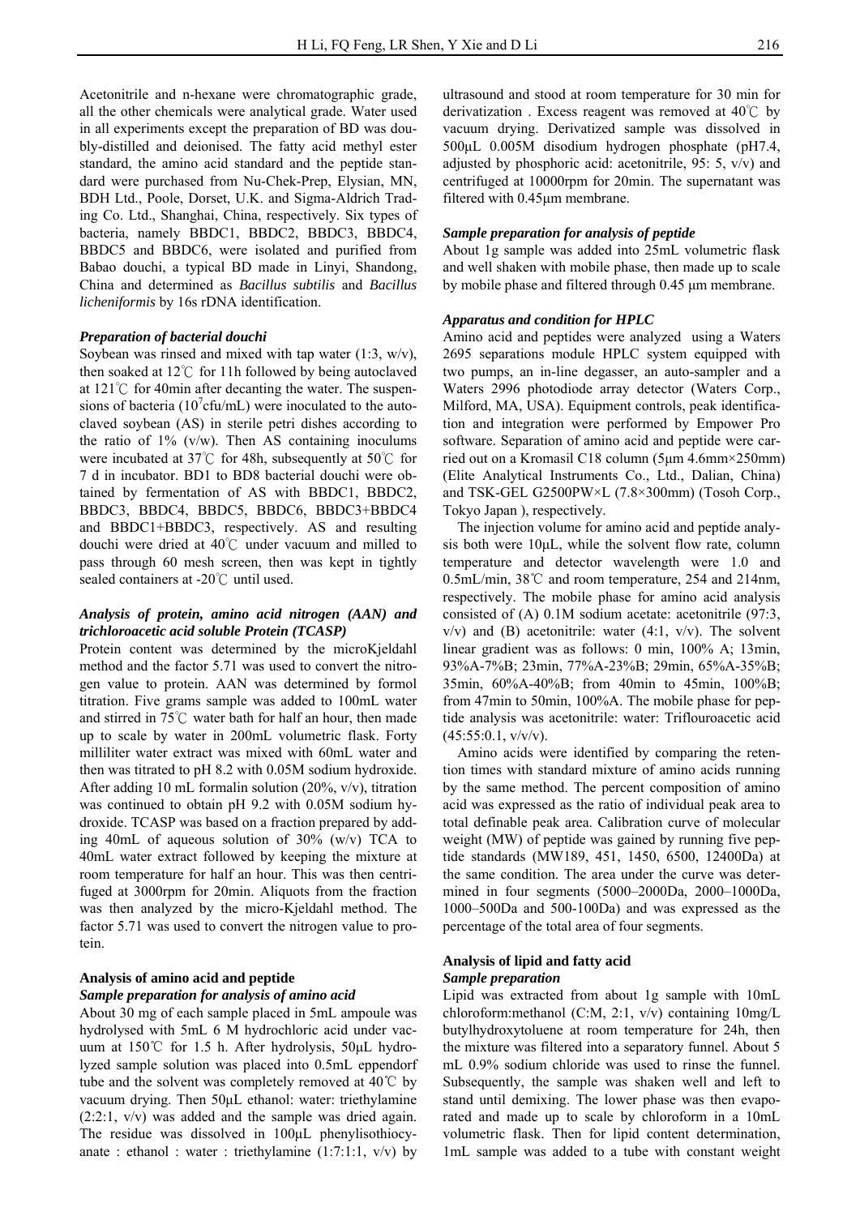Acetonitrile and n-hexane were chromatographic grade, all the other chemicals were analytical grade. Water used in all experiments except the preparation of BD was doubly-distilled and deionised. The fatty acid methyl ester standard, the amino acid standard and the peptide standard were purchased from Nu-Chek-Prep, Elysian, MN, BDH Ltd., Poole, Dorset, U.K. and Sigma-Aldrich Trading Co. Ltd., Shanghai, China, respectively. Six types of bacteria, namely BBDC1, BBDC2, BBDC3, BBDC4, BBDC5 and BBDC6, were isolated and purified from Babao douchi, a typical BD made in Linyi, Shandong, China and determined as *Bacillus subtilis* and *Bacillus licheniformis* by 16s rDNA identification.

#### *Preparation of bacterial douchi*

Soybean was rinsed and mixed with tap water (1:3, w/v), then soaked at 12℃ for 11h followed by being autoclaved at 121℃ for 40min after decanting the water. The suspensions of bacteria ($10^7$cfu/mL) were inoculated to the autoclaved soybean (AS) in sterile petri dishes according to the ratio of 1% (v/w). Then AS containing inoculums were incubated at 37℃ for 48h, subsequently at 50℃ for 7 d in incubator. BD1 to BD8 bacterial douchi were obtained by fermentation of AS with BBDC1, BBDC2, BBDC3, BBDC4, BBDC5, BBDC6, BBDC3+BBDC4 and BBDC1+BBDC3, respectively. AS and resulting douchi were dried at 40℃ under vacuum and milled to pass through 60 mesh screen, then was kept in tightly sealed containers at -20℃ until used.

#### *Analysis of protein, amino acid nitrogen (AAN) and trichloroacetic acid soluble Protein (TCASP)*

Protein content was determined by the microKjeldahl method and the factor 5.71 was used to convert the nitrogen value to protein. AAN was determined by formol titration. Five grams sample was added to 100mL water and stirred in 75℃ water bath for half an hour, then made up to scale by water in 200mL volumetric flask. Forty milliliter water extract was mixed with 60mL water and then was titrated to pH 8.2 with 0.05M sodium hydroxide. After adding 10 mL formalin solution (20%, v/v), titration was continued to obtain pH 9.2 with 0.05M sodium hydroxide. TCASP was based on a fraction prepared by adding 40mL of aqueous solution of 30% (w/v) TCA to 40mL water extract followed by keeping the mixture at room temperature for half an hour. This was then centrifuged at 3000rpm for 20min. Aliquots from the fraction was then analyzed by the micro-Kjeldahl method. The factor 5.71 was used to convert the nitrogen value to protein.

### Analysis of amino acid and peptide

#### *Sample preparation for analysis of amino acid*

About 30 mg of each sample placed in 5mL ampoule was hydrolysed with 5mL 6 M hydrochloric acid under vacuum at 150℃ for 1.5 h. After hydrolysis, 50μL hydrolyzed sample solution was placed into 0.5mL eppendorf tube and the solvent was completely removed at 40℃ by vacuum drying. Then 50μL ethanol: water: triethylamine (2:2:1, v/v) was added and the sample was dried again. The residue was dissolved in 100μL phenylisothiocyanate : ethanol : water : triethylamine (1:7:1:1, v/v) by ultrasound and stood at room temperature for 30 min for derivatization . Excess reagent was removed at 40℃ by vacuum drying. Derivatized sample was dissolved in 500μL 0.005M disodium hydrogen phosphate (pH7.4, adjusted by phosphoric acid: acetonitrile, 95: 5, v/v) and centrifuged at 10000rpm for 20min. The supernatant was filtered with 0.45μm membrane.

#### *Sample preparation for analysis of peptide*

About 1g sample was added into 25mL volumetric flask and well shaken with mobile phase, then made up to scale by mobile phase and filtered through 0.45 μm membrane.

#### *Apparatus and condition for HPLC*

Amino acid and peptides were analyzed using a Waters 2695 separations module HPLC system equipped with two pumps, an in-line degasser, an auto-sampler and a Waters 2996 photodiode array detector (Waters Corp., Milford, MA, USA). Equipment controls, peak identification and integration were performed by Empower Pro software. Separation of amino acid and peptide were carried out on a Kromasil C18 column (5μm 4.6mm×250mm) (Elite Analytical Instruments Co., Ltd., Dalian, China) and TSK-GEL G2500PW×L (7.8×300mm) (Tosoh Corp., Tokyo Japan ), respectively.

The injection volume for amino acid and peptide analysis both were 10μL, while the solvent flow rate, column temperature and detector wavelength were 1.0 and 0.5mL/min, 38℃ and room temperature, 254 and 214nm, respectively. The mobile phase for amino acid analysis consisted of (A) 0.1M sodium acetate: acetonitrile (97:3, v/v) and (B) acetonitrile: water (4:1, v/v). The solvent linear gradient was as follows: 0 min, 100% A; 13min, 93%A-7%B; 23min, 77%A-23%B; 29min, 65%A-35%B; 35min, 60%A-40%B; from 40min to 45min, 100%B; from 47min to 50min, 100%A. The mobile phase for peptide analysis was acetonitrile: water: Triflouroacetic acid (45:55:0.1, v/v/v).

Amino acids were identified by comparing the retention times with standard mixture of amino acids running by the same method. The percent composition of amino acid was expressed as the ratio of individual peak area to total definable peak area. Calibration curve of molecular weight (MW) of peptide was gained by running five peptide standards (MW189, 451, 1450, 6500, 12400Da) at the same condition. The area under the curve was determined in four segments (5000–2000Da, 2000–1000Da, 1000–500Da and 500-100Da) and was expressed as the percentage of the total area of four segments.

### Analysis of lipid and fatty acid

#### *Sample preparation*

Lipid was extracted from about 1g sample with 10mL chloroform:methanol (C:M, 2:1, v/v) containing 10mg/L butylhydroxytoluene at room temperature for 24h, then the mixture was filtered into a separatory funnel. About 5 mL 0.9% sodium chloride was used to rinse the funnel. Subsequently, the sample was shaken well and left to stand until demixing. The lower phase was then evaporated and made up to scale by chloroform in a 10mL volumetric flask. Then for lipid content determination, 1mL sample was added to a tube with constant weight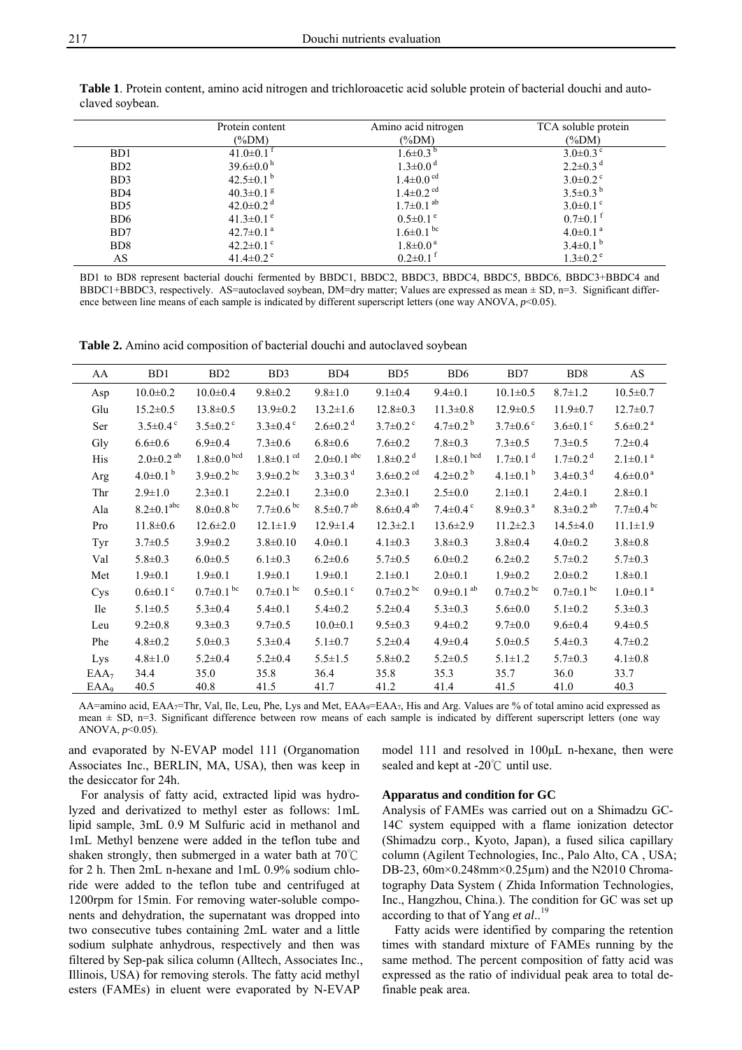**Table 1**. Protein content, amino acid nitrogen and trichloroacetic acid soluble protein of bacterial douchi and autoclaved soybean.

| | Protein content (%DM) | Amino acid nitrogen (%DM) | TCA soluble protein (%DM) |
|---|---|---|---|
| BD1 | $41.0\pm0.1^{f}$ | $1.6\pm0.3^{b}$ | $3.0\pm0.3^{c}$ |
| BD2 | $39.6\pm0.0^{h}$ | $1.3\pm0.0^{d}$ | $2.2\pm0.3^{d}$ |
| BD3 | $42.5\pm0.1^{b}$ | $1.4\pm0.0^{cd}$ | $3.0\pm0.2^{c}$ |
| BD4 | $40.3\pm0.1^{g}$ | $1.4\pm0.2^{cd}$ | $3.5\pm0.3^{b}$ |
| BD5 | $42.0\pm0.2^{d}$ | $1.7\pm0.1^{ab}$ | $3.0\pm0.1^{c}$ |
| BD6 | $41.3\pm0.1^{e}$ | $0.5\pm0.1^{e}$ | $0.7\pm0.1^{f}$ |
| BD7 | $42.7\pm0.1^{a}$ | $1.6\pm0.1^{bc}$ | $4.0\pm0.1^{a}$ |
| BD8 | $42.2\pm0.1^{c}$ | $1.8\pm0.0^{a}$ | $3.4\pm0.1^{b}$ |
| AS | $41.4\pm0.2^{e}$ | $0.2\pm0.1^{f}$ | $1.3\pm0.2^{e}$ |

BD1 to BD8 represent bacterial douchi fermented by BBDC1, BBDC2, BBDC3, BBDC4, BBDC5, BBDC6, BBDC3+BBDC4 and BBDC1+BBDC3, respectively. AS=autoclaved soybean, DM=dry matter; Values are expressed as mean ± SD, n=3. Significant difference between line means of each sample is indicated by different superscript letters (one way ANOVA, $p<0.05$).

**Table 2.** Amino acid composition of bacterial douchi and autoclaved soybean

| AA | BD1 | BD2 | BD3 | BD4 | BD5 | BD6 | BD7 | BD8 | AS |
|---|---|---|---|---|---|---|---|---|---|
| Asp | 10.0±0.2 | 10.0±0.4 | 9.8±0.2 | 9.8±1.0 | 9.1±0.4 | 9.4±0.1 | 10.1±0.5 | 8.7±1.2 | 10.5±0.7 |
| Glu | 15.2±0.5 | 13.8±0.5 | 13.9±0.2 | 13.2±1.6 | 12.8±0.3 | 11.3±0.8 | 12.9±0.5 | 11.9±0.7 | 12.7±0.7 |
| Ser | $3.5\pm0.4^{c}$ | $3.5\pm0.2^{c}$ | $3.3\pm0.4^{c}$ | $2.6\pm0.2^{d}$ | $3.7\pm0.2^{c}$ | $4.7\pm0.2^{b}$ | $3.7\pm0.6^{c}$ | $3.6\pm0.1^{c}$ | $5.6\pm0.2^{a}$ |
| Gly | 6.6±0.6 | 6.9±0.4 | 7.3±0.6 | 6.8±0.6 | 7.6±0.2 | 7.8±0.3 | 7.3±0.5 | 7.3±0.5 | 7.2±0.4 |
| His | $2.0\pm0.2^{ab}$ | $1.8\pm0.0^{bcd}$ | $1.8\pm0.1^{cd}$ | $2.0\pm0.1^{abc}$ | $1.8\pm0.2^{d}$ | $1.8\pm0.1^{bcd}$ | $1.7\pm0.1^{d}$ | $1.7\pm0.2^{d}$ | $2.1\pm0.1^{a}$ |
| Arg | $4.0\pm0.1^{b}$ | $3.9\pm0.2^{bc}$ | $3.9\pm0.2^{bc}$ | $3.3\pm0.3^{d}$ | $3.6\pm0.2^{cd}$ | $4.2\pm0.2^{b}$ | $4.1\pm0.1^{b}$ | $3.4\pm0.3^{d}$ | $4.6\pm0.0^{a}$ |
| Thr | 2.9±1.0 | 2.3±0.1 | 2.2±0.1 | 2.3±0.0 | 2.3±0.1 | 2.5±0.0 | 2.1±0.1 | 2.4±0.1 | 2.8±0.1 |
| Ala | $8.2\pm0.1^{abc}$ | $8.0\pm0.8^{bc}$ | $7.7\pm0.6^{bc}$ | $8.5\pm0.7^{ab}$ | $8.6\pm0.4^{ab}$ | $7.4\pm0.4^{c}$ | $8.9\pm0.3^{a}$ | $8.3\pm0.2^{ab}$ | $7.7\pm0.4^{bc}$ |
| Pro | 11.8±0.6 | 12.6±2.0 | 12.1±1.9 | 12.9±1.4 | 12.3±2.1 | 13.6±2.9 | 11.2±2.3 | 14.5±4.0 | 11.1±1.9 |
| Tyr | 3.7±0.5 | 3.9±0.2 | 3.8±0.10 | 4.0±0.1 | 4.1±0.3 | 3.8±0.3 | 3.8±0.4 | 4.0±0.2 | 3.8±0.8 |
| Val | 5.8±0.3 | 6.0±0.5 | 6.1±0.3 | 6.2±0.6 | 5.7±0.5 | 6.0±0.2 | 6.2±0.2 | 5.7±0.2 | 5.7±0.3 |
| Met | 1.9±0.1 | 1.9±0.1 | 1.9±0.1 | 1.9±0.1 | 2.1±0.1 | 2.0±0.1 | 1.9±0.2 | 2.0±0.2 | 1.8±0.1 |
| Cys | $0.6\pm0.1^{c}$ | $0.7\pm0.1^{bc}$ | $0.7\pm0.1^{bc}$ | $0.5\pm0.1^{c}$ | $0.7\pm0.2^{bc}$ | $0.9\pm0.1^{ab}$ | $0.7\pm0.2^{bc}$ | $0.7\pm0.1^{bc}$ | $1.0\pm0.1^{a}$ |
| Ile | 5.1±0.5 | 5.3±0.4 | 5.4±0.1 | 5.4±0.2 | 5.2±0.4 | 5.3±0.3 | 5.6±0.0 | 5.1±0.2 | 5.3±0.3 |
| Leu | 9.2±0.8 | 9.3±0.3 | 9.7±0.5 | 10.0±0.1 | 9.5±0.3 | 9.4±0.2 | 9.7±0.0 | 9.6±0.4 | 9.4±0.5 |
| Phe | 4.8±0.2 | 5.0±0.3 | 5.3±0.4 | 5.1±0.7 | 5.2±0.4 | 4.9±0.4 | 5.0±0.5 | 5.4±0.3 | 4.7±0.2 |
| Lys | 4.8±1.0 | 5.2±0.4 | 5.2±0.4 | 5.5±1.5 | 5.8±0.2 | 5.2±0.5 | 5.1±1.2 | 5.7±0.3 | 4.1±0.8 |
| $EAA_7$ | 34.4 | 35.0 | 35.8 | 36.4 | 35.8 | 35.3 | 35.7 | 36.0 | 33.7 |
| $EAA_9$ | 40.5 | 40.8 | 41.5 | 41.7 | 41.2 | 41.4 | 41.5 | 41.0 | 40.3 |

AA=amino acid, $EAA_7$=Thr, Val, Ile, Leu, Phe, Lys and Met, $EAA_9$=$EAA_7$, His and Arg. Values are % of total amino acid expressed as mean ± SD, n=3. Significant difference between row means of each sample is indicated by different superscript letters (one way ANOVA, $p<0.05$).

and evaporated by N-EVAP model 111 (Organomation Associates Inc., BERLIN, MA, USA), then was keep in the desiccator for 24h.

For analysis of fatty acid, extracted lipid was hydrolyzed and derivatized to methyl ester as follows: 1mL lipid sample, 3mL 0.9 M Sulfuric acid in methanol and 1mL Methyl benzene were added in the teflon tube and shaken strongly, then submerged in a water bath at 70℃ for 2 h. Then 2mL n-hexane and 1mL 0.9% sodium chloride were added to the teflon tube and centrifuged at 1200rpm for 15min. For removing water-soluble components and dehydration, the supernatant was dropped into two consecutive tubes containing 2mL water and a little sodium sulphate anhydrous, respectively and then was filtered by Sep-pak silica column (Alltech, Associates Inc., Illinois, USA) for removing sterols. The fatty acid methyl esters (FAMEs) in eluent were evaporated by N-EVAP model 111 and resolved in 100μL n-hexane, then were sealed and kept at -20℃ until use.

### Apparatus and condition for GC

Analysis of FAMEs was carried out on a Shimadzu GC-14C system equipped with a flame ionization detector (Shimadzu corp., Kyoto, Japan), a fused silica capillary column (Agilent Technologies, Inc., Palo Alto, CA , USA; DB-23, 60m×0.248mm×0.25μm) and the N2010 Chromatography Data System ( Zhida Information Technologies, Inc., Hangzhou, China.). The condition for GC was set up according to that of Yang *et al*..[19]

Fatty acids were identified by comparing the retention times with standard mixture of FAMEs running by the same method. The percent composition of fatty acid was expressed as the ratio of individual peak area to total definable peak area.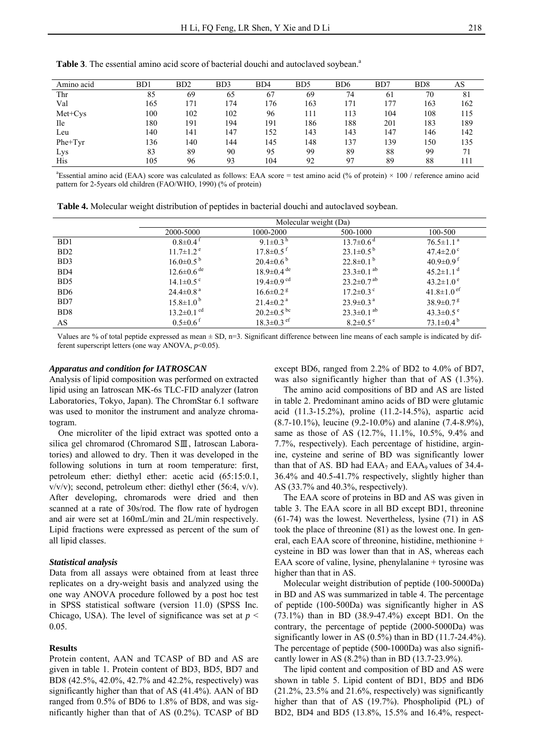**Table 3**. The essential amino acid score of bacterial douchi and autoclaved soybean.[a]

| Amino acid | BD1 | BD2 | BD3 | BD4 | BD5 | BD6 | BD7 | BD8 | AS |
|---|---|---|---|---|---|---|---|---|---|
| Thr | 85 | 69 | 65 | 67 | 69 | 74 | 61 | 70 | 81 |
| Val | 165 | 171 | 174 | 176 | 163 | 171 | 177 | 163 | 162 |
| Met+Cys | 100 | 102 | 102 | 96 | 111 | 113 | 104 | 108 | 115 |
| Ile | 180 | 191 | 194 | 191 | 186 | 188 | 201 | 183 | 189 |
| Leu | 140 | 141 | 147 | 152 | 143 | 143 | 147 | 146 | 142 |
| Phe+Tyr | 136 | 140 | 144 | 145 | 148 | 137 | 139 | 150 | 135 |
| Lys | 83 | 89 | 90 | 95 | 99 | 89 | 88 | 99 | 71 |
| His | 105 | 96 | 93 | 104 | 92 | 97 | 89 | 88 | 111 |

[a]Essential amino acid (EAA) score was calculated as follows: EAA score = test amino acid (% of protein) × 100 / reference amino acid pattern for 2-5years old children (FAO/WHO, 1990) (% of protein)

**Table 4.** Molecular weight distribution of peptides in bacterial douchi and autoclaved soybean.

| | Molecular weight (Da) | | | |
|---|---|---|---|---|
| | 2000-5000 | 1000-2000 | 500-1000 | 100-500 |
| BD1 | $0.8\pm0.4^{f}$ | $9.1\pm0.3^{h}$ | $13.7\pm0.6^{d}$ | $76.5\pm1.1^{a}$ |
| BD2 | $11.7\pm1.2^{e}$ | $17.8\pm0.5^{f}$ | $23.1\pm0.5^{b}$ | $47.4\pm2.0^{c}$ |
| BD3 | $16.0\pm0.5^{b}$ | $20.4\pm0.6^{b}$ | $22.8\pm0.1^{b}$ | $40.9\pm0.9^{f}$ |
| BD4 | $12.6\pm0.6^{de}$ | $18.9\pm0.4^{de}$ | $23.3\pm0.1^{ab}$ | $45.2\pm1.1^{d}$ |
| BD5 | $14.1\pm0.5^{c}$ | $19.4\pm0.9^{cd}$ | $23.2\pm0.7^{ab}$ | $43.2\pm1.0^{e}$ |
| BD6 | $24.4\pm0.8^{a}$ | $16.6\pm0.2^{g}$ | $17.2\pm0.3^{c}$ | $41.8\pm1.0^{ef}$ |
| BD7 | $15.8\pm1.0^{b}$ | $21.4\pm0.2^{a}$ | $23.9\pm0.3^{a}$ | $38.9\pm0.7^{g}$ |
| BD8 | $13.2\pm0.1^{cd}$ | $20.2\pm0.5^{bc}$ | $23.3\pm0.1^{ab}$ | $43.3\pm0.5^{e}$ |
| AS | $0.5\pm0.6^{f}$ | $18.3\pm0.3^{ef}$ | $8.2\pm0.5^{e}$ | $73.1\pm0.4^{b}$ |

Values are % of total peptide expressed as mean ± SD, n=3. Significant difference between line means of each sample is indicated by different superscript letters (one way ANOVA, $p<0.05$).

### *Apparatus and condition for IATROSCAN*

Analysis of lipid composition was performed on extracted lipid using an Iatroscan MK-6s TLC-FID analyzer (Iatron Laboratories, Tokyo, Japan). The ChromStar 6.1 software was used to monitor the instrument and analyze chromatogram.

One microliter of the lipid extract was spotted onto a silica gel chromarod (Chromarod SⅢ, Iatroscan Laboratories) and allowed to dry. Then it was developed in the following solutions in turn at room temperature: first, petroleum ether: diethyl ether: acetic acid (65:15:0.1, v/v/v); second, petroleum ether: diethyl ether (56:4, v/v). After developing, chromarods were dried and then scanned at a rate of 30s/rod. The flow rate of hydrogen and air were set at 160mL/min and 2L/min respectively. Lipid fractions were expressed as percent of the sum of all lipid classes.

### *Statistical analysis*

Data from all assays were obtained from at least three replicates on a dry-weight basis and analyzed using the one way ANOVA procedure followed by a post hoc test in SPSS statistical software (version 11.0) (SPSS Inc. Chicago, USA). The level of significance was set at $p < 0.05$.

## Results

Protein content, AAN and TCASP of BD and AS are given in table 1. Protein content of BD3, BD5, BD7 and BD8 (42.5%, 42.0%, 42.7% and 42.2%, respectively) was significantly higher than that of AS (41.4%). AAN of BD ranged from 0.5% of BD6 to 1.8% of BD8, and was significantly higher than that of AS (0.2%). TCASP of BD except BD6, ranged from 2.2% of BD2 to 4.0% of BD7, was also significantly higher than that of AS (1.3%).

The amino acid compositions of BD and AS are listed in table 2. Predominant amino acids of BD were glutamic acid (11.3-15.2%), proline (11.2-14.5%), aspartic acid (8.7-10.1%), leucine (9.2-10.0%) and alanine (7.4-8.9%), same as those of AS (12.7%, 11.1%, 10.5%, 9.4% and 7.7%, respectively). Each percentage of histidine, arginine, cysteine and serine of BD was significantly lower than that of AS. BD had $EAA_7$ and $EAA_9$ values of 34.4-36.4% and 40.5-41.7% respectively, slightly higher than AS (33.7% and 40.3%, respectively).

The EAA score of proteins in BD and AS was given in table 3. The EAA score in all BD except BD1, threonine (61-74) was the lowest. Nevertheless, lysine (71) in AS took the place of threonine (81) as the lowest one. In general, each EAA score of threonine, histidine, methionine + cysteine in BD was lower than that in AS, whereas each EAA score of valine, lysine, phenylalanine + tyrosine was higher than that in AS.

Molecular weight distribution of peptide (100-5000Da) in BD and AS was summarized in table 4. The percentage of peptide (100-500Da) was significantly higher in AS (73.1%) than in BD (38.9-47.4%) except BD1. On the contrary, the percentage of peptide (2000-5000Da) was significantly lower in AS (0.5%) than in BD (11.7-24.4%). The percentage of peptide (500-1000Da) was also significantly lower in AS (8.2%) than in BD (13.7-23.9%).

The lipid content and composition of BD and AS were shown in table 5. Lipid content of BD1, BD5 and BD6 (21.2%, 23.5% and 21.6%, respectively) was significantly higher than that of AS (19.7%). Phospholipid (PL) of BD2, BD4 and BD5 (13.8%, 15.5% and 16.4%, respect-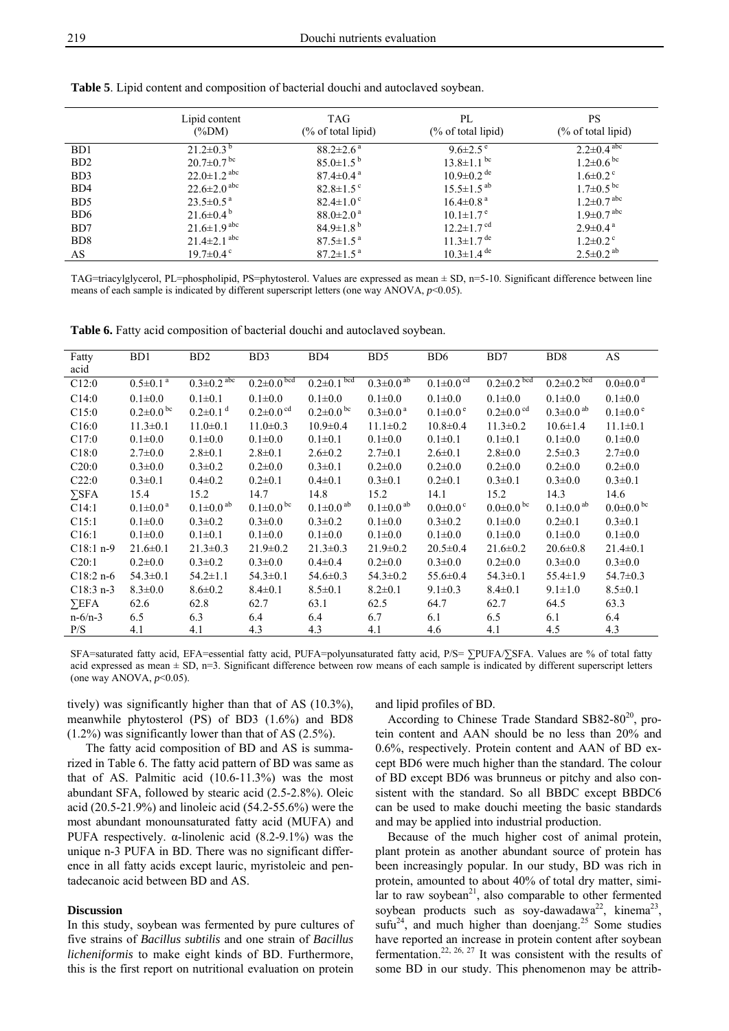**Table 5**. Lipid content and composition of bacterial douchi and autoclaved soybean.

| | Lipid content (%DM) | TAG (% of total lipid) | PL (% of total lipid) | PS (% of total lipid) |
|---|---|---|---|---|
| BD1 | 21.2±0.3 [b] | 88.2±2.6 [a] | 9.6±2.5 [e] | 2.2±0.4 [abc] |
| BD2 | 20.7±0.7 [bc] | 85.0±1.5 [b] | 13.8±1.1 [bc] | 1.2±0.6 [bc] |
| BD3 | 22.0±1.2 [abc] | 87.4±0.4 [a] | 10.9±0.2 [de] | 1.6±0.2 [c] |
| BD4 | 22.6±2.0 [abc] | 82.8±1.5 [c] | 15.5±1.5 [ab] | 1.7±0.5 [bc] |
| BD5 | 23.5±0.5 [a] | 82.4±1.0 [c] | 16.4±0.8 [a] | 1.2±0.7 [abc] |
| BD6 | 21.6±0.4 [b] | 88.0±2.0 [a] | 10.1±1.7 [e] | 1.9±0.7 [abc] |
| BD7 | 21.6±1.9 [abc] | 84.9±1.8 [b] | 12.2±1.7 [cd] | 2.9±0.4 [a] |
| BD8 | 21.4±2.1 [abc] | 87.5±1.5 [a] | 11.3±1.7 [de] | 1.2±0.2 [c] |
| AS | 19.7±0.4 [c] | 87.2±1.5 [a] | 10.3±1.4 [de] | 2.5±0.2 [ab] |

TAG=triacylglycerol, PL=phospholipid, PS=phytosterol. Values are expressed as mean ± SD, n=5-10. Significant difference between line means of each sample is indicated by different superscript letters (one way ANOVA, $p<0.05$).

**Table 6.** Fatty acid composition of bacterial douchi and autoclaved soybean.

| Fatty acid | BD1 | BD2 | BD3 | BD4 | BD5 | BD6 | BD7 | BD8 | AS |
|---|---|---|---|---|---|---|---|---|---|
| C12:0 | 0.5±0.1 [a] | 0.3±0.2 [abc] | 0.2±0.0 [bcd] | 0.2±0.1 [bcd] | 0.3±0.0 [ab] | 0.1±0.0 [cd] | 0.2±0.2 [bcd] | 0.2±0.2 [bcd] | 0.0±0.0 [d] |
| C14:0 | 0.1±0.0 | 0.1±0.1 | 0.1±0.0 | 0.1±0.0 | 0.1±0.0 | 0.1±0.0 | 0.1±0.0 | 0.1±0.0 | 0.1±0.0 |
| C15:0 | 0.2±0.0 [bc] | 0.2±0.1 [d] | 0.2±0.0 [cd] | 0.2±0.0 [bc] | 0.3±0.0 [a] | 0.1±0.0 [e] | 0.2±0.0 [cd] | 0.3±0.0 [ab] | 0.1±0.0 [e] |
| C16:0 | 11.3±0.1 | 11.0±0.1 | 11.0±0.3 | 10.9±0.4 | 11.1±0.2 | 10.8±0.4 | 11.3±0.2 | 10.6±1.4 | 11.1±0.1 |
| C17:0 | 0.1±0.0 | 0.1±0.0 | 0.1±0.0 | 0.1±0.1 | 0.1±0.0 | 0.1±0.1 | 0.1±0.1 | 0.1±0.0 | 0.1±0.0 |
| C18:0 | 2.7±0.0 | 2.8±0.1 | 2.8±0.1 | 2.6±0.2 | 2.7±0.1 | 2.6±0.1 | 2.8±0.0 | 2.5±0.3 | 2.7±0.0 |
| C20:0 | 0.3±0.0 | 0.3±0.2 | 0.2±0.0 | 0.3±0.1 | 0.2±0.0 | 0.2±0.0 | 0.2±0.0 | 0.2±0.0 | 0.2±0.0 |
| C22:0 | 0.3±0.1 | 0.4±0.2 | 0.2±0.1 | 0.4±0.1 | 0.3±0.1 | 0.2±0.1 | 0.3±0.1 | 0.3±0.0 | 0.3±0.1 |
| ∑SFA | 15.4 | 15.2 | 14.7 | 14.8 | 15.2 | 14.1 | 15.2 | 14.3 | 14.6 |
| C14:1 | 0.1±0.0 [a] | 0.1±0.0 [ab] | 0.1±0.0 [bc] | 0.1±0.0 [ab] | 0.1±0.0 [ab] | 0.0±0.0 [c] | 0.0±0.0 [bc] | 0.1±0.0 [ab] | 0.0±0.0 [bc] |
| C15:1 | 0.1±0.0 | 0.3±0.2 | 0.3±0.0 | 0.3±0.2 | 0.1±0.0 | 0.3±0.2 | 0.1±0.0 | 0.2±0.1 | 0.3±0.1 |
| C16:1 | 0.1±0.0 | 0.1±0.1 | 0.1±0.0 | 0.1±0.0 | 0.1±0.0 | 0.1±0.0 | 0.1±0.0 | 0.1±0.0 | 0.1±0.0 |
| C18:1 n-9 | 21.6±0.1 | 21.3±0.3 | 21.9±0.2 | 21.3±0.3 | 21.9±0.2 | 20.5±0.4 | 21.6±0.2 | 20.6±0.8 | 21.4±0.1 |
| C20:1 | 0.2±0.0 | 0.3±0.2 | 0.3±0.0 | 0.4±0.4 | 0.2±0.0 | 0.3±0.0 | 0.2±0.0 | 0.3±0.0 | 0.3±0.0 |
| C18:2 n-6 | 54.3±0.1 | 54.2±1.1 | 54.3±0.1 | 54.6±0.3 | 54.3±0.2 | 55.6±0.4 | 54.3±0.1 | 55.4±1.9 | 54.7±0.3 |
| C18:3 n-3 | 8.3±0.0 | 8.6±0.2 | 8.4±0.1 | 8.5±0.1 | 8.2±0.1 | 9.1±0.3 | 8.4±0.1 | 9.1±1.0 | 8.5±0.1 |
| ∑EFA | 62.6 | 62.8 | 62.7 | 63.1 | 62.5 | 64.7 | 62.7 | 64.5 | 63.3 |
| n-6/n-3 | 6.5 | 6.3 | 6.4 | 6.4 | 6.7 | 6.1 | 6.5 | 6.1 | 6.4 |
| P/S | 4.1 | 4.1 | 4.3 | 4.3 | 4.1 | 4.6 | 4.1 | 4.5 | 4.3 |

SFA=saturated fatty acid, EFA=essential fatty acid, PUFA=polyunsaturated fatty acid, P/S= ∑PUFA/∑SFA. Values are % of total fatty acid expressed as mean ± SD, n=3. Significant difference between row means of each sample is indicated by different superscript letters (one way ANOVA, $p<0.05$).

tively) was significantly higher than that of AS (10.3%), meanwhile phytosterol (PS) of BD3 (1.6%) and BD8 (1.2%) was significantly lower than that of AS (2.5%).

The fatty acid composition of BD and AS is summarized in Table 6. The fatty acid pattern of BD was same as that of AS. Palmitic acid (10.6-11.3%) was the most abundant SFA, followed by stearic acid (2.5-2.8%). Oleic acid (20.5-21.9%) and linoleic acid (54.2-55.6%) were the most abundant monounsaturated fatty acid (MUFA) and PUFA respectively. α-linolenic acid (8.2-9.1%) was the unique n-3 PUFA in BD. There was no significant difference in all fatty acids except lauric, myristoleic and pentadecanoic acid between BD and AS.

## Discussion

In this study, soybean was fermented by pure cultures of five strains of *Bacillus subtilis* and one strain of *Bacillus licheniformis* to make eight kinds of BD. Furthermore, this is the first report on nutritional evaluation on protein and lipid profiles of BD.

According to Chinese Trade Standard SB82-80[20], protein content and AAN should be no less than 20% and 0.6%, respectively. Protein content and AAN of BD except BD6 were much higher than the standard. The colour of BD except BD6 was brunneus or pitchy and also consistent with the standard. So all BBDC except BBDC6 can be used to make douchi meeting the basic standards and may be applied into industrial production.

Because of the much higher cost of animal protein, plant protein as another abundant source of protein has been increasingly popular. In our study, BD was rich in protein, amounted to about 40% of total dry matter, similar to raw soybean[21], also comparable to other fermented soybean products such as soy-dawadawa[22], kinema[23], sufu[24], and much higher than doenjang.[25] Some studies have reported an increase in protein content after soybean fermentation.[22, 26, 27] It was consistent with the results of some BD in our study. This phenomenon may be attrib-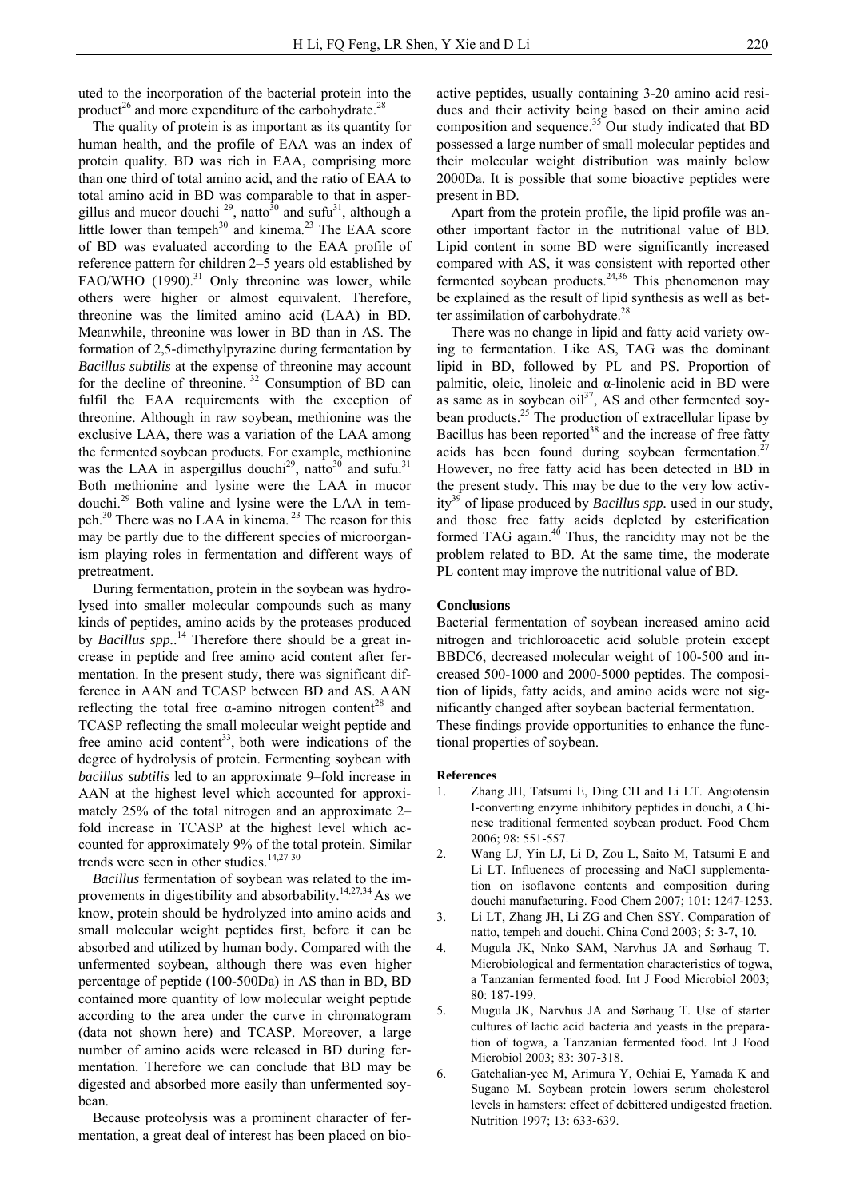uted to the incorporation of the bacterial protein into the product[26] and more expenditure of the carbohydrate.[28]

The quality of protein is as important as its quantity for human health, and the profile of EAA was an index of protein quality. BD was rich in EAA, comprising more than one third of total amino acid, and the ratio of EAA to total amino acid in BD was comparable to that in aspergillus and mucor douchi [29], natto[30] and sufu[31], although a little lower than tempeh[30] and kinema.[23] The EAA score of BD was evaluated according to the EAA profile of reference pattern for children 2–5 years old established by FAO/WHO (1990).[31] Only threonine was lower, while others were higher or almost equivalent. Therefore, threonine was the limited amino acid (LAA) in BD. Meanwhile, threonine was lower in BD than in AS. The formation of 2,5-dimethylpyrazine during fermentation by *Bacillus subtilis* at the expense of threonine may account for the decline of threonine. [32] Consumption of BD can fulfil the EAA requirements with the exception of threonine. Although in raw soybean, methionine was the exclusive LAA, there was a variation of the LAA among the fermented soybean products. For example, methionine was the LAA in aspergillus douchi[29], natto[30] and sufu.[31] Both methionine and lysine were the LAA in mucor douchi.[29] Both valine and lysine were the LAA in tempeh.[30] There was no LAA in kinema. [23] The reason for this may be partly due to the different species of microorganism playing roles in fermentation and different ways of pretreatment.

During fermentation, protein in the soybean was hydrolysed into smaller molecular compounds such as many kinds of peptides, amino acids by the proteases produced by *Bacillus spp.*.[14] Therefore there should be a great increase in peptide and free amino acid content after fermentation. In the present study, there was significant difference in AAN and TCASP between BD and AS. AAN reflecting the total free α-amino nitrogen content[28] and TCASP reflecting the small molecular weight peptide and free amino acid content[33], both were indications of the degree of hydrolysis of protein. Fermenting soybean with *bacillus subtilis* led to an approximate 9–fold increase in AAN at the highest level which accounted for approximately 25% of the total nitrogen and an approximate 2–fold increase in TCASP at the highest level which accounted for approximately 9% of the total protein. Similar trends were seen in other studies.[14,27-30]

*Bacillus* fermentation of soybean was related to the improvements in digestibility and absorbability.[14,27,34] As we know, protein should be hydrolyzed into amino acids and small molecular weight peptides first, before it can be absorbed and utilized by human body. Compared with the unfermented soybean, although there was even higher percentage of peptide (100-500Da) in AS than in BD, BD contained more quantity of low molecular weight peptide according to the area under the curve in chromatogram (data not shown here) and TCASP. Moreover, a large number of amino acids were released in BD during fermentation. Therefore we can conclude that BD may be digested and absorbed more easily than unfermented soybean.

Because proteolysis was a prominent character of fermentation, a great deal of interest has been placed on bioactive peptides, usually containing 3-20 amino acid residues and their activity being based on their amino acid composition and sequence.[35] Our study indicated that BD possessed a large number of small molecular peptides and their molecular weight distribution was mainly below 2000Da. It is possible that some bioactive peptides were present in BD.

Apart from the protein profile, the lipid profile was another important factor in the nutritional value of BD. Lipid content in some BD were significantly increased compared with AS, it was consistent with reported other fermented soybean products.[24,36] This phenomenon may be explained as the result of lipid synthesis as well as better assimilation of carbohydrate.[28]

There was no change in lipid and fatty acid variety owing to fermentation. Like AS, TAG was the dominant lipid in BD, followed by PL and PS. Proportion of palmitic, oleic, linoleic and α-linolenic acid in BD were as same as in soybean oil[37], AS and other fermented soybean products.[25] The production of extracellular lipase by Bacillus has been reported[38] and the increase of free fatty acids has been found during soybean fermentation.[27] However, no free fatty acid has been detected in BD in the present study. This may be due to the very low activity[39] of lipase produced by *Bacillus spp.* used in our study, and those free fatty acids depleted by esterification formed TAG again.[40] Thus, the rancidity may not be the problem related to BD. At the same time, the moderate PL content may improve the nutritional value of BD.

## Conclusions

Bacterial fermentation of soybean increased amino acid nitrogen and trichloroacetic acid soluble protein except BBDC6, decreased molecular weight of 100-500 and increased 500-1000 and 2000-5000 peptides. The composition of lipids, fatty acids, and amino acids were not significantly changed after soybean bacterial fermentation. These findings provide opportunities to enhance the functional properties of soybean.

## References

1. Zhang JH, Tatsumi E, Ding CH and Li LT. Angiotensin I-converting enzyme inhibitory peptides in douchi, a Chinese traditional fermented soybean product. Food Chem 2006; 98: 551-557.
2. Wang LJ, Yin LJ, Li D, Zou L, Saito M, Tatsumi E and Li LT. Influences of processing and NaCl supplementation on isoflavone contents and composition during douchi manufacturing. Food Chem 2007; 101: 1247-1253.
3. Li LT, Zhang JH, Li ZG and Chen SSY. Comparation of natto, tempeh and douchi. China Cond 2003; 5: 3-7, 10.
4. Mugula JK, Nnko SAM, Narvhus JA and Sørhaug T. Microbiological and fermentation characteristics of togwa, a Tanzanian fermented food. Int J Food Microbiol 2003; 80: 187-199.
5. Mugula JK, Narvhus JA and Sørhaug T. Use of starter cultures of lactic acid bacteria and yeasts in the preparation of togwa, a Tanzanian fermented food. Int J Food Microbiol 2003; 83: 307-318.
6. Gatchalian-yee M, Arimura Y, Ochiai E, Yamada K and Sugano M. Soybean protein lowers serum cholesterol levels in hamsters: effect of debittered undigested fraction. Nutrition 1997; 13: 633-639.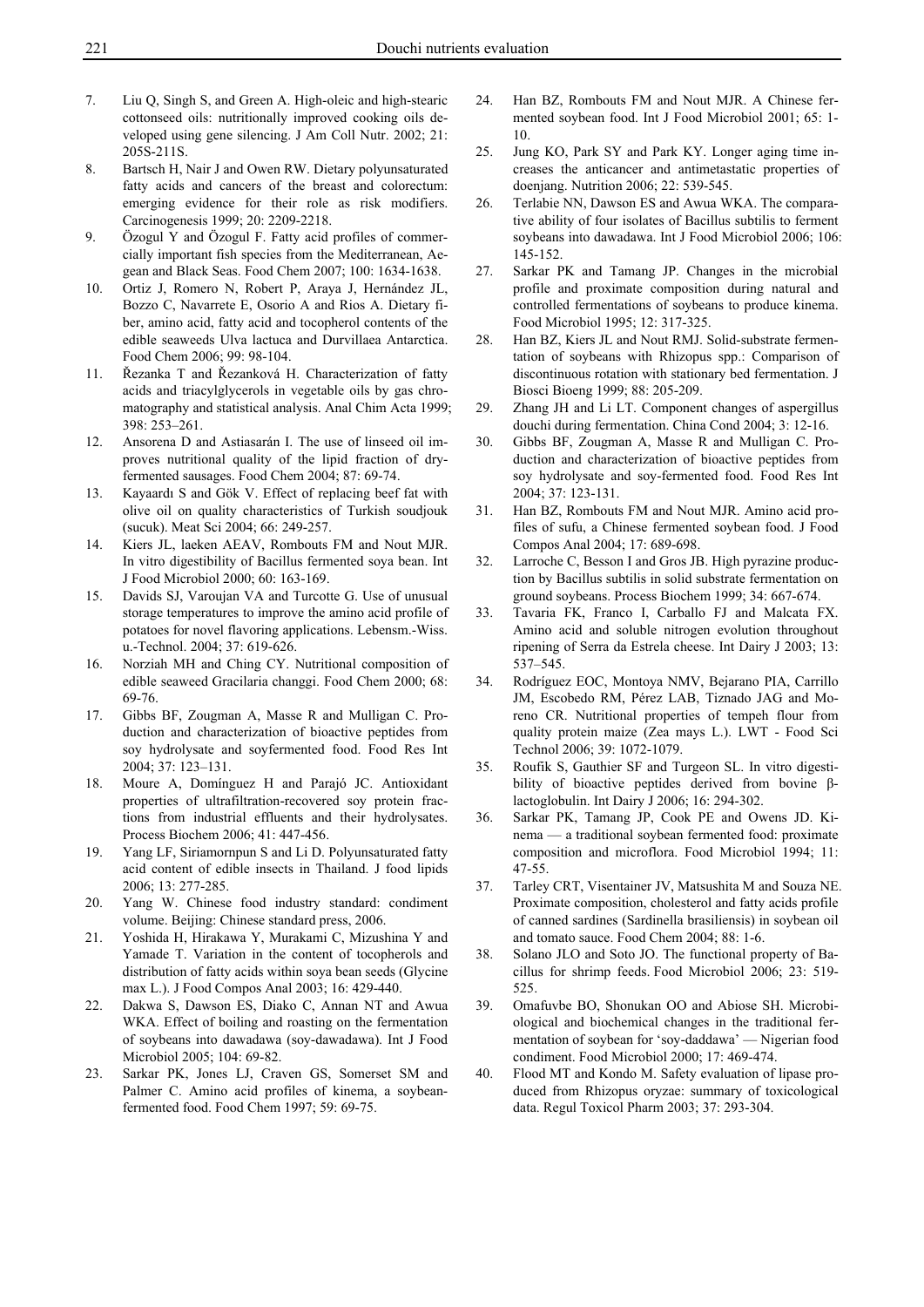7. Liu Q, Singh S, and Green A. High-oleic and high-stearic cottonseed oils: nutritionally improved cooking oils developed using gene silencing. J Am Coll Nutr. 2002; 21: 205S-211S.
8. Bartsch H, Nair J and Owen RW. Dietary polyunsaturated fatty acids and cancers of the breast and colorectum: emerging evidence for their role as risk modifiers. Carcinogenesis 1999; 20: 2209-2218.
9. Özogul Y and Özogul F. Fatty acid profiles of commercially important fish species from the Mediterranean, Aegean and Black Seas. Food Chem 2007; 100: 1634-1638.
10. Ortiz J, Romero N, Robert P, Araya J, Hernández JL, Bozzo C, Navarrete E, Osorio A and Rios A. Dietary fiber, amino acid, fatty acid and tocopherol contents of the edible seaweeds Ulva lactuca and Durvillaea Antarctica. Food Chem 2006; 99: 98-104.
11. Řezanka T and Řezanková H. Characterization of fatty acids and triacylglycerols in vegetable oils by gas chromatography and statistical analysis. Anal Chim Acta 1999; 398: 253–261.
12. Ansorena D and Astiasarán I. The use of linseed oil improves nutritional quality of the lipid fraction of dry-fermented sausages. Food Chem 2004; 87: 69-74.
13. Kayaardı S and Gök V. Effect of replacing beef fat with olive oil on quality characteristics of Turkish soudjouk (sucuk). Meat Sci 2004; 66: 249-257.
14. Kiers JL, laeken AEAV, Rombouts FM and Nout MJR. In vitro digestibility of Bacillus fermented soya bean. Int J Food Microbiol 2000; 60: 163-169.
15. Davids SJ, Varoujan VA and Turcotte G. Use of unusual storage temperatures to improve the amino acid profile of potatoes for novel flavoring applications. Lebensm.-Wiss. u.-Technol. 2004; 37: 619-626.
16. Norziah MH and Ching CY. Nutritional composition of edible seaweed Gracilaria changgi. Food Chem 2000; 68: 69-76.
17. Gibbs BF, Zougman A, Masse R and Mulligan C. Production and characterization of bioactive peptides from soy hydrolysate and soyfermented food. Food Res Int 2004; 37: 123–131.
18. Moure A, Domínguez H and Parajó JC. Antioxidant properties of ultrafiltration-recovered soy protein fractions from industrial effluents and their hydrolysates. Process Biochem 2006; 41: 447-456.
19. Yang LF, Siriamornpun S and Li D. Polyunsaturated fatty acid content of edible insects in Thailand. J food lipids 2006; 13: 277-285.
20. Yang W. Chinese food industry standard: condiment volume. Beijing: Chinese standard press, 2006.
21. Yoshida H, Hirakawa Y, Murakami C, Mizushina Y and Yamade T. Variation in the content of tocopherols and distribution of fatty acids within soya bean seeds (Glycine max L.). J Food Compos Anal 2003; 16: 429-440.
22. Dakwa S, Dawson ES, Diako C, Annan NT and Awua WKA. Effect of boiling and roasting on the fermentation of soybeans into dawadawa (soy-dawadawa). Int J Food Microbiol 2005; 104: 69-82.
23. Sarkar PK, Jones LJ, Craven GS, Somerset SM and Palmer C. Amino acid profiles of kinema, a soybean-fermented food. Food Chem 1997; 59: 69-75.
24. Han BZ, Rombouts FM and Nout MJR. A Chinese fermented soybean food. Int J Food Microbiol 2001; 65: 1-10.
25. Jung KO, Park SY and Park KY. Longer aging time increases the anticancer and antimetastatic properties of doenjang. Nutrition 2006; 22: 539-545.
26. Terlabie NN, Dawson ES and Awua WKA. The comparative ability of four isolates of Bacillus subtilis to ferment soybeans into dawadawa. Int J Food Microbiol 2006; 106: 145-152.
27. Sarkar PK and Tamang JP. Changes in the microbial profile and proximate composition during natural and controlled fermentations of soybeans to produce kinema. Food Microbiol 1995; 12: 317-325.
28. Han BZ, Kiers JL and Nout RMJ. Solid-substrate fermentation of soybeans with Rhizopus spp.: Comparison of discontinuous rotation with stationary bed fermentation. J Biosci Bioeng 1999; 88: 205-209.
29. Zhang JH and Li LT. Component changes of aspergillus douchi during fermentation. China Cond 2004; 3: 12-16.
30. Gibbs BF, Zougman A, Masse R and Mulligan C. Production and characterization of bioactive peptides from soy hydrolysate and soy-fermented food. Food Res Int 2004; 37: 123-131.
31. Han BZ, Rombouts FM and Nout MJR. Amino acid profiles of sufu, a Chinese fermented soybean food. J Food Compos Anal 2004; 17: 689-698.
32. Larroche C, Besson I and Gros JB. High pyrazine production by Bacillus subtilis in solid substrate fermentation on ground soybeans. Process Biochem 1999; 34: 667-674.
33. Tavaria FK, Franco I, Carballo FJ and Malcata FX. Amino acid and soluble nitrogen evolution throughout ripening of Serra da Estrela cheese. Int Dairy J 2003; 13: 537–545.
34. Rodríguez EOC, Montoya NMV, Bejarano PIA, Carrillo JM, Escobedo RM, Pérez LAB, Tiznado JAG and Moreno CR. Nutritional properties of tempeh flour from quality protein maize (Zea mays L.). LWT - Food Sci Technol 2006; 39: 1072-1079.
35. Roufik S, Gauthier SF and Turgeon SL. In vitro digestibility of bioactive peptides derived from bovine β-lactoglobulin. Int Dairy J 2006; 16: 294-302.
36. Sarkar PK, Tamang JP, Cook PE and Owens JD. Kinema — a traditional soybean fermented food: proximate composition and microflora. Food Microbiol 1994; 11: 47-55.
37. Tarley CRT, Visentainer JV, Matsushita M and Souza NE. Proximate composition, cholesterol and fatty acids profile of canned sardines (Sardinella brasiliensis) in soybean oil and tomato sauce. Food Chem 2004; 88: 1-6.
38. Solano JLO and Soto JO. The functional property of Bacillus for shrimp feeds. Food Microbiol 2006; 23: 519-525.
39. Omafuvbe BO, Shonukan OO and Abiose SH. Microbiological and biochemical changes in the traditional fermentation of soybean for 'soy-daddawa' — Nigerian food condiment. Food Microbiol 2000; 17: 469-474.
40. Flood MT and Kondo M. Safety evaluation of lipase produced from Rhizopus oryzae: summary of toxicological data. Regul Toxicol Pharm 2003; 37: 293-304.